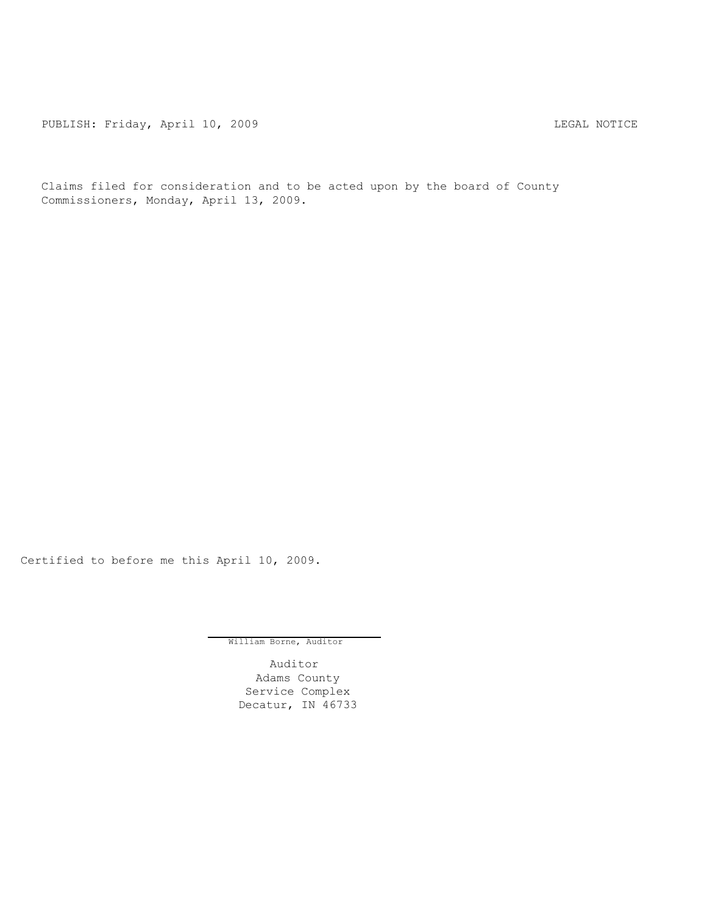PUBLISH: Friday, April 10, 2009 LEGAL NOTICE

Claims filed for consideration and to be acted upon by the board of County Commissioners, Monday, April 13, 2009.

Certified to before me this April 10, 2009.

William Borne, Auditor

Auditor
Adams County
Service Complex
Decatur, IN 46733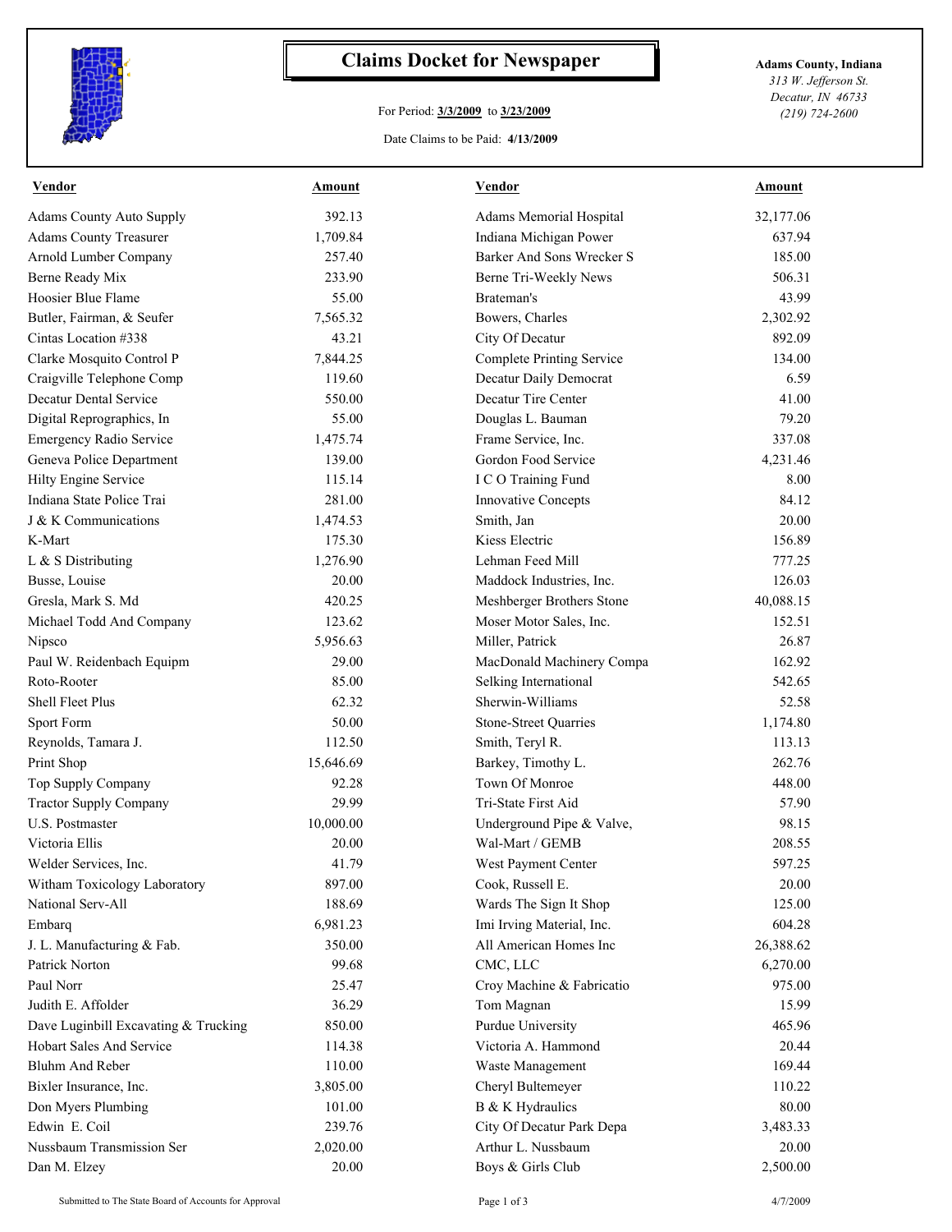# Claims Docket for Newspaper

For Period: **3/3/2009** to **3/23/2009**

Date Claims to be Paid: **4/13/2009**

**Adams County, Indiana**
*313 W. Jefferson St.*
*Decatur, IN 46733*
*(219) 724-2600*

| Vendor | Amount | Vendor | Amount |
|---|---|---|---|
| Adams County Auto Supply | 392.13 | Adams Memorial Hospital | 32,177.06 |
| Adams County Treasurer | 1,709.84 | Indiana Michigan Power | 637.94 |
| Arnold Lumber Company | 257.40 | Barker And Sons Wrecker S | 185.00 |
| Berne Ready Mix | 233.90 | Berne Tri-Weekly News | 506.31 |
| Hoosier Blue Flame | 55.00 | Brateman's | 43.99 |
| Butler, Fairman, & Seufer | 7,565.32 | Bowers, Charles | 2,302.92 |
| Cintas Location #338 | 43.21 | City Of Decatur | 892.09 |
| Clarke Mosquito Control P | 7,844.25 | Complete Printing Service | 134.00 |
| Craigville Telephone Comp | 119.60 | Decatur Daily Democrat | 6.59 |
| Decatur Dental Service | 550.00 | Decatur Tire Center | 41.00 |
| Digital Reprographics, In | 55.00 | Douglas L. Bauman | 79.20 |
| Emergency Radio Service | 1,475.74 | Frame Service, Inc. | 337.08 |
| Geneva Police Department | 139.00 | Gordon Food Service | 4,231.46 |
| Hilty Engine Service | 115.14 | I C O Training Fund | 8.00 |
| Indiana State Police Trai | 281.00 | Innovative Concepts | 84.12 |
| J & K Communications | 1,474.53 | Smith, Jan | 20.00 |
| K-Mart | 175.30 | Kiess Electric | 156.89 |
| L & S Distributing | 1,276.90 | Lehman Feed Mill | 777.25 |
| Busse, Louise | 20.00 | Maddock Industries, Inc. | 126.03 |
| Gresla, Mark S. Md | 420.25 | Meshberger Brothers Stone | 40,088.15 |
| Michael Todd And Company | 123.62 | Moser Motor Sales, Inc. | 152.51 |
| Nipsco | 5,956.63 | Miller, Patrick | 26.87 |
| Paul W. Reidenbach Equipm | 29.00 | MacDonald Machinery Compa | 162.92 |
| Roto-Rooter | 85.00 | Selking International | 542.65 |
| Shell Fleet Plus | 62.32 | Sherwin-Williams | 52.58 |
| Sport Form | 50.00 | Stone-Street Quarries | 1,174.80 |
| Reynolds, Tamara J. | 112.50 | Smith, Teryl R. | 113.13 |
| Print Shop | 15,646.69 | Barkey, Timothy L. | 262.76 |
| Top Supply Company | 92.28 | Town Of Monroe | 448.00 |
| Tractor Supply Company | 29.99 | Tri-State First Aid | 57.90 |
| U.S. Postmaster | 10,000.00 | Underground Pipe & Valve, | 98.15 |
| Victoria Ellis | 20.00 | Wal-Mart / GEMB | 208.55 |
| Welder Services, Inc. | 41.79 | West Payment Center | 597.25 |
| Witham Toxicology Laboratory | 897.00 | Cook, Russell E. | 20.00 |
| National Serv-All | 188.69 | Wards The Sign It Shop | 125.00 |
| Embarq | 6,981.23 | Imi Irving Material, Inc. | 604.28 |
| J. L. Manufacturing & Fab. | 350.00 | All American Homes Inc | 26,388.62 |
| Patrick Norton | 99.68 | CMC, LLC | 6,270.00 |
| Paul Norr | 25.47 | Croy Machine & Fabricatio | 975.00 |
| Judith E. Affolder | 36.29 | Tom Magnan | 15.99 |
| Dave Luginbill Excavating & Trucking | 850.00 | Purdue University | 465.96 |
| Hobart Sales And Service | 114.38 | Victoria A. Hammond | 20.44 |
| Bluhm And Reber | 110.00 | Waste Management | 169.44 |
| Bixler Insurance, Inc. | 3,805.00 | Cheryl Bultemeyer | 110.22 |
| Don Myers Plumbing | 101.00 | B & K Hydraulics | 80.00 |
| Edwin E. Coil | 239.76 | City Of Decatur Park Depa | 3,483.33 |
| Nussbaum Transmission Ser | 2,020.00 | Arthur L. Nussbaum | 20.00 |
| Dan M. Elzey | 20.00 | Boys & Girls Club | 2,500.00 |

Submitted to The State Board of Accounts for Approval

4/7/2009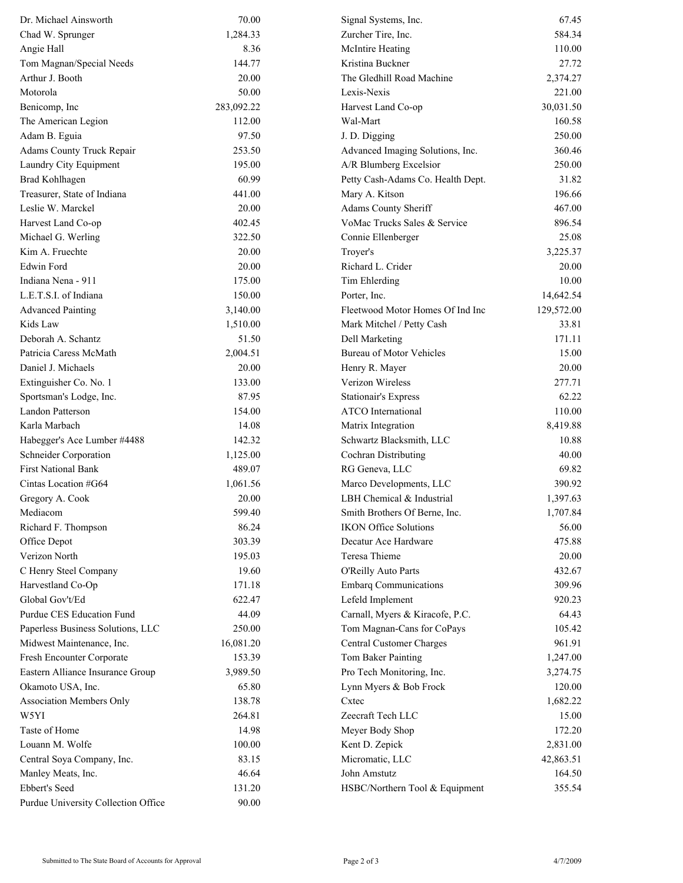| | |
|---|---|
| Dr. Michael Ainsworth | 70.00 |
| Chad W. Sprunger | 1,284.33 |
| Angie Hall | 8.36 |
| Tom Magnan/Special Needs | 144.77 |
| Arthur J. Booth | 20.00 |
| Motorola | 50.00 |
| Benicomp, Inc | 283,092.22 |
| The American Legion | 112.00 |
| Adam B. Eguia | 97.50 |
| Adams County Truck Repair | 253.50 |
| Laundry City Equipment | 195.00 |
| Brad Kohlhagen | 60.99 |
| Treasurer, State of Indiana | 441.00 |
| Leslie W. Marckel | 20.00 |
| Harvest Land Co-op | 402.45 |
| Michael G. Werling | 322.50 |
| Kim A. Fruechte | 20.00 |
| Edwin Ford | 20.00 |
| Indiana Nena - 911 | 175.00 |
| L.E.T.S.I. of Indiana | 150.00 |
| Advanced Painting | 3,140.00 |
| Kids Law | 1,510.00 |
| Deborah A. Schantz | 51.50 |
| Patricia Caress McMath | 2,004.51 |
| Daniel J. Michaels | 20.00 |
| Extinguisher Co. No. 1 | 133.00 |
| Sportsman's Lodge, Inc. | 87.95 |
| Landon Patterson | 154.00 |
| Karla Marbach | 14.08 |
| Habegger's Ace Lumber #4488 | 142.32 |
| Schneider Corporation | 1,125.00 |
| First National Bank | 489.07 |
| Cintas Location #G64 | 1,061.56 |
| Gregory A. Cook | 20.00 |
| Mediacom | 599.40 |
| Richard F. Thompson | 86.24 |
| Office Depot | 303.39 |
| Verizon North | 195.03 |
| C Henry Steel Company | 19.60 |
| Harvestland Co-Op | 171.18 |
| Global Gov't/Ed | 622.47 |
| Purdue CES Education Fund | 44.09 |
| Paperless Business Solutions, LLC | 250.00 |
| Midwest Maintenance, Inc. | 16,081.20 |
| Fresh Encounter Corporate | 153.39 |
| Eastern Alliance Insurance Group | 3,989.50 |
| Okamoto USA, Inc. | 65.80 |
| Association Members Only | 138.78 |
| W5YI | 264.81 |
| Taste of Home | 14.98 |
| Louann M. Wolfe | 100.00 |
| Central Soya Company, Inc. | 83.15 |
| Manley Meats, Inc. | 46.64 |
| Ebbert's Seed | 131.20 |
| Purdue University Collection Office | 90.00 |
| Signal Systems, Inc. | 67.45 |
| Zurcher Tire, Inc. | 584.34 |
| McIntire Heating | 110.00 |
| Kristina Buckner | 27.72 |
| The Gledhill Road Machine | 2,374.27 |
| Lexis-Nexis | 221.00 |
| Harvest Land Co-op | 30,031.50 |
| Wal-Mart | 160.58 |
| J. D. Digging | 250.00 |
| Advanced Imaging Solutions, Inc. | 360.46 |
| A/R Blumberg Excelsior | 250.00 |
| Petty Cash-Adams Co. Health Dept. | 31.82 |
| Mary A. Kitson | 196.66 |
| Adams County Sheriff | 467.00 |
| VoMac Trucks Sales & Service | 896.54 |
| Connie Ellenberger | 25.08 |
| Troyer's | 3,225.37 |
| Richard L. Crider | 20.00 |
| Tim Ehlerding | 10.00 |
| Porter, Inc. | 14,642.54 |
| Fleetwood Motor Homes Of Ind Inc | 129,572.00 |
| Mark Mitchel / Petty Cash | 33.81 |
| Dell Marketing | 171.11 |
| Bureau of Motor Vehicles | 15.00 |
| Henry R. Mayer | 20.00 |
| Verizon Wireless | 277.71 |
| Stationair's Express | 62.22 |
| ATCO International | 110.00 |
| Matrix Integration | 8,419.88 |
| Schwartz Blacksmith, LLC | 10.88 |
| Cochran Distributing | 40.00 |
| RG Geneva, LLC | 69.82 |
| Marco Developments, LLC | 390.92 |
| LBH Chemical & Industrial | 1,397.63 |
| Smith Brothers Of Berne, Inc. | 1,707.84 |
| IKON Office Solutions | 56.00 |
| Decatur Ace Hardware | 475.88 |
| Teresa Thieme | 20.00 |
| O'Reilly Auto Parts | 432.67 |
| Embarq Communications | 309.96 |
| Lefeld Implement | 920.23 |
| Carnall, Myers & Kiracofe, P.C. | 64.43 |
| Tom Magnan-Cans for CoPays | 105.42 |
| Central Customer Charges | 961.91 |
| Tom Baker Painting | 1,247.00 |
| Pro Tech Monitoring, Inc. | 3,274.75 |
| Lynn Myers & Bob Frock | 120.00 |
| Cxtec | 1,682.22 |
| Zeecraft Tech LLC | 15.00 |
| Meyer Body Shop | 172.20 |
| Kent D. Zepick | 2,831.00 |
| Micromatic, LLC | 42,863.51 |
| John Amstutz | 164.50 |
| HSBC/Northern Tool & Equipment | 355.54 |

Submitted to The State Board of Accounts for Approval 4/7/2009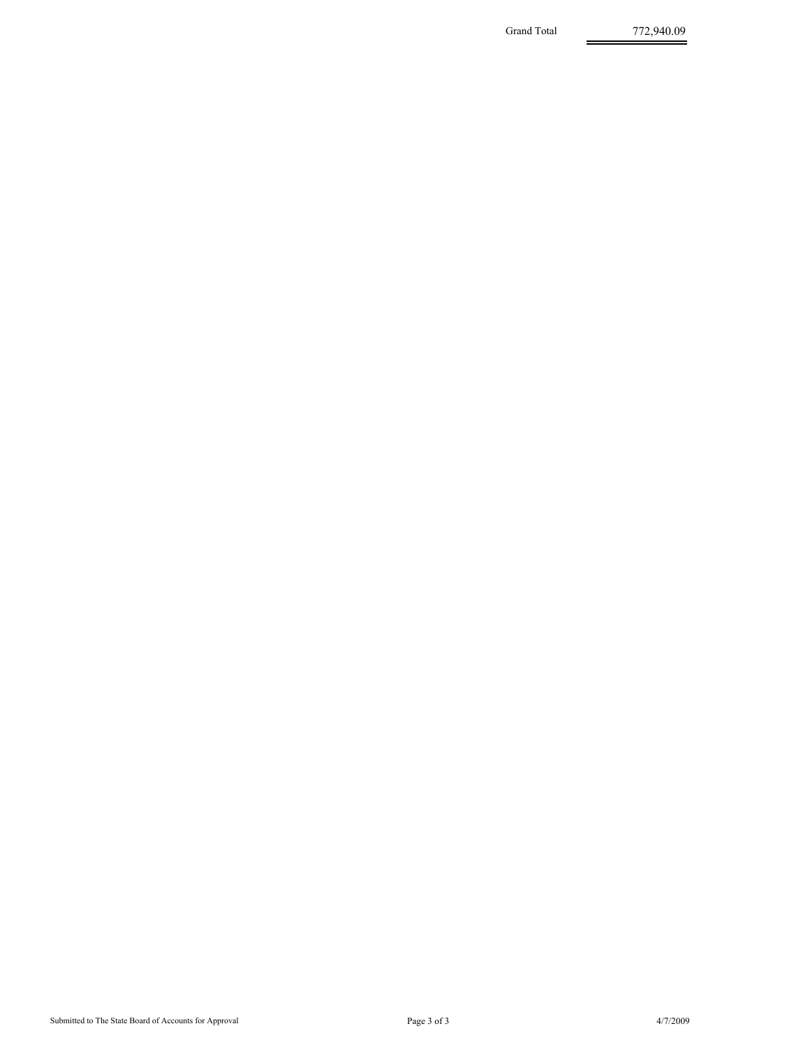| | |
|---|---|
| Grand Total | 772,940.09 |

Submitted to The State Board of Accounts for Approval

4/7/2009